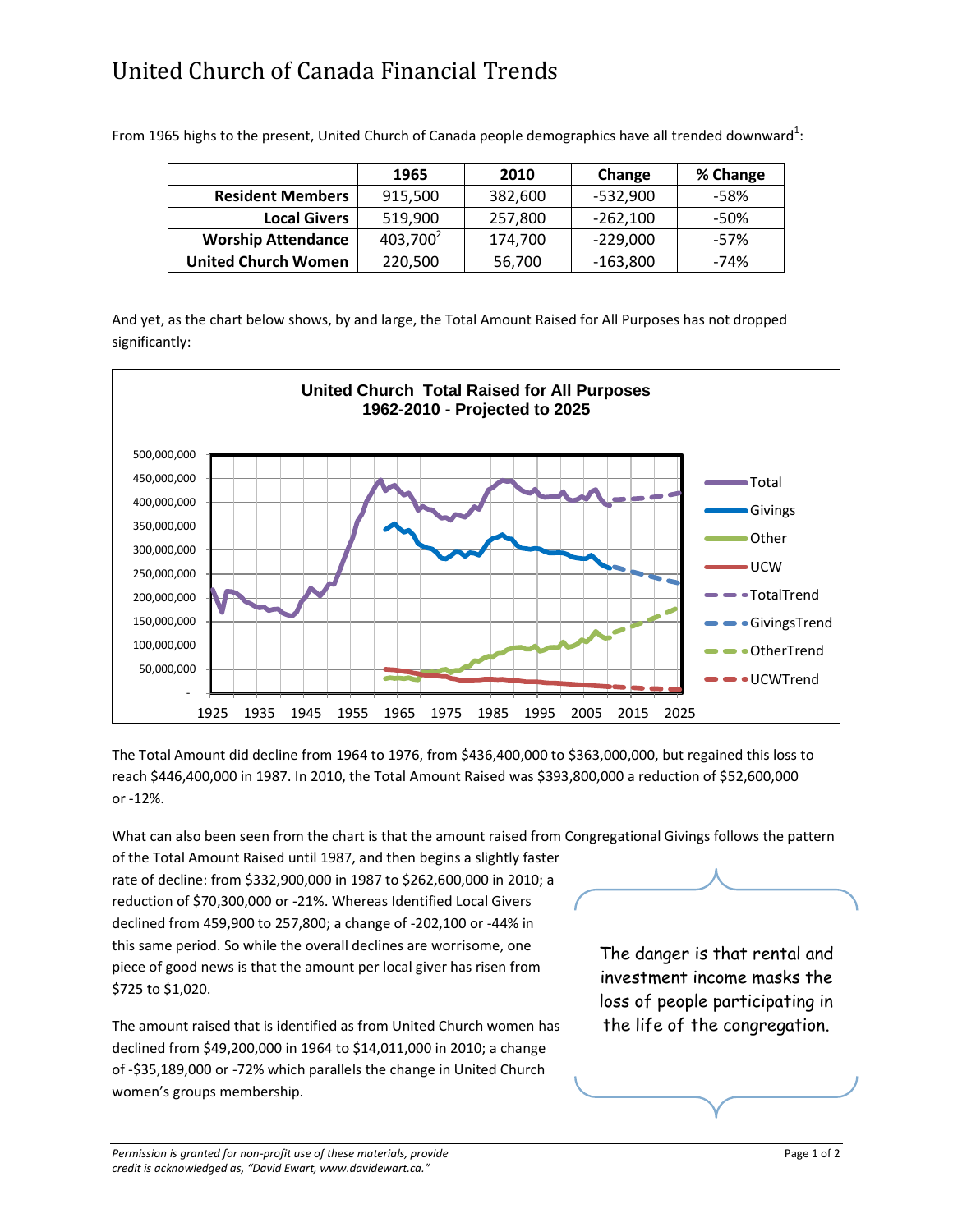# United Church of Canada Financial Trends

From 1965 highs to the present, United Church of Canada people demographics have all trended downward[1]:

| | 1965 | 2010 | Change | % Change |
|---|---|---|---|---|
| **Resident Members** | 915,500 | 382,600 | -532,900 | -58% |
| **Local Givers** | 519,900 | 257,800 | -262,100 | -50% |
| **Worship Attendance** | 403,700[2] | 174,700 | -229,000 | -57% |
| **United Church Women** | 220,500 | 56,700 | -163,800 | -74% |

And yet, as the chart below shows, by and large, the Total Amount Raised for All Purposes has not dropped significantly:

**United Church Total Raised for All Purposes**
**1962-2010 - Projected to 2025**

The Total Amount did decline from 1964 to 1976, from $436,400,000 to $363,000,000, but regained this loss to reach $446,400,000 in 1987. In 2010, the Total Amount Raised was $393,800,000 a reduction of $52,600,000 or -12%.

What can also been seen from the chart is that the amount raised from Congregational Givings follows the pattern of the Total Amount Raised until 1987, and then begins a slightly faster rate of decline: from $332,900,000 in 1987 to $262,600,000 in 2010; a reduction of $70,300,000 or -21%. Whereas Identified Local Givers declined from 459,900 to 257,800; a change of -202,100 or -44% in this same period. So while the overall declines are worrisome, one piece of good news is that the amount per local giver has risen from $725 to $1,020.

> The danger is that rental and investment income masks the loss of people participating in the life of the congregation.

The amount raised that is identified as from United Church women has declined from $49,200,000 in 1964 to $14,011,000 in 2010; a change of -$35,189,000 or -72% which parallels the change in United Church women's groups membership.

*Permission is granted for non-profit use of these materials, provide credit is acknowledged as, "David Ewart, www.davidewart.ca."*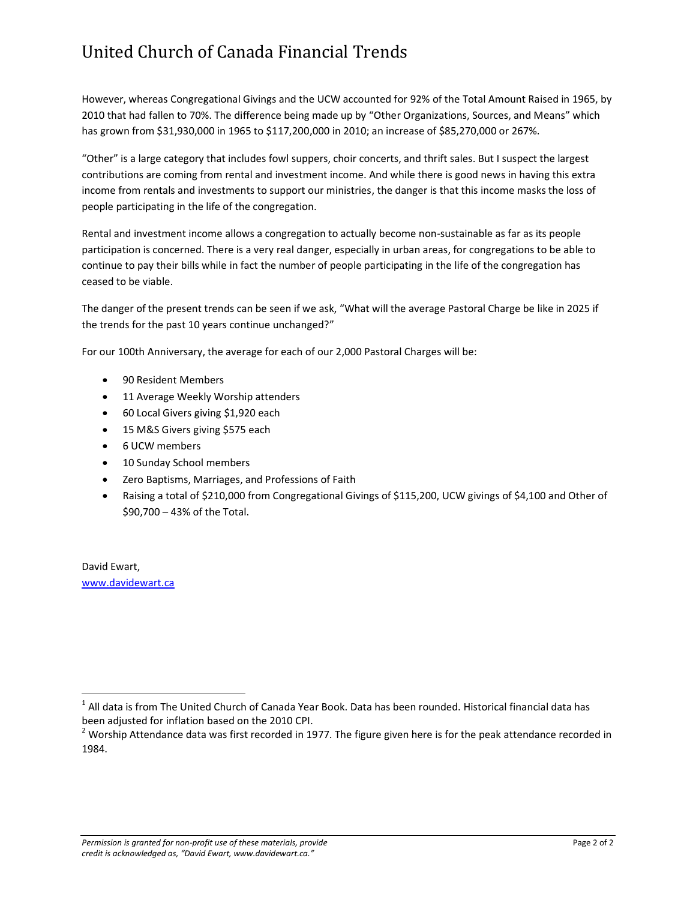# United Church of Canada Financial Trends

However, whereas Congregational Givings and the UCW accounted for 92% of the Total Amount Raised in 1965, by 2010 that had fallen to 70%. The difference being made up by “Other Organizations, Sources, and Means” which has grown from $31,930,000 in 1965 to $117,200,000 in 2010; an increase of $85,270,000 or 267%.

“Other” is a large category that includes fowl suppers, choir concerts, and thrift sales. But I suspect the largest contributions are coming from rental and investment income. And while there is good news in having this extra income from rentals and investments to support our ministries, the danger is that this income masks the loss of people participating in the life of the congregation.

Rental and investment income allows a congregation to actually become non-sustainable as far as its people participation is concerned. There is a very real danger, especially in urban areas, for congregations to be able to continue to pay their bills while in fact the number of people participating in the life of the congregation has ceased to be viable.

The danger of the present trends can be seen if we ask, “What will the average Pastoral Charge be like in 2025 if the trends for the past 10 years continue unchanged?”

For our 100th Anniversary, the average for each of our 2,000 Pastoral Charges will be:

- 90 Resident Members
- 11 Average Weekly Worship attenders
- 60 Local Givers giving $1,920 each
- 15 M&S Givers giving $575 each
- 6 UCW members
- 10 Sunday School members
- Zero Baptisms, Marriages, and Professions of Faith
- Raising a total of $210,000 from Congregational Givings of $115,200, UCW givings of $4,100 and Other of $90,700 – 43% of the Total.

David Ewart,
www.davidewart.ca

[1] All data is from The United Church of Canada Year Book. Data has been rounded. Historical financial data has been adjusted for inflation based on the 2010 CPI.

[2] Worship Attendance data was first recorded in 1977. The figure given here is for the peak attendance recorded in 1984.

*Permission is granted for non-profit use of these materials, provide credit is acknowledged as, “David Ewart, www.davidewart.ca.”*